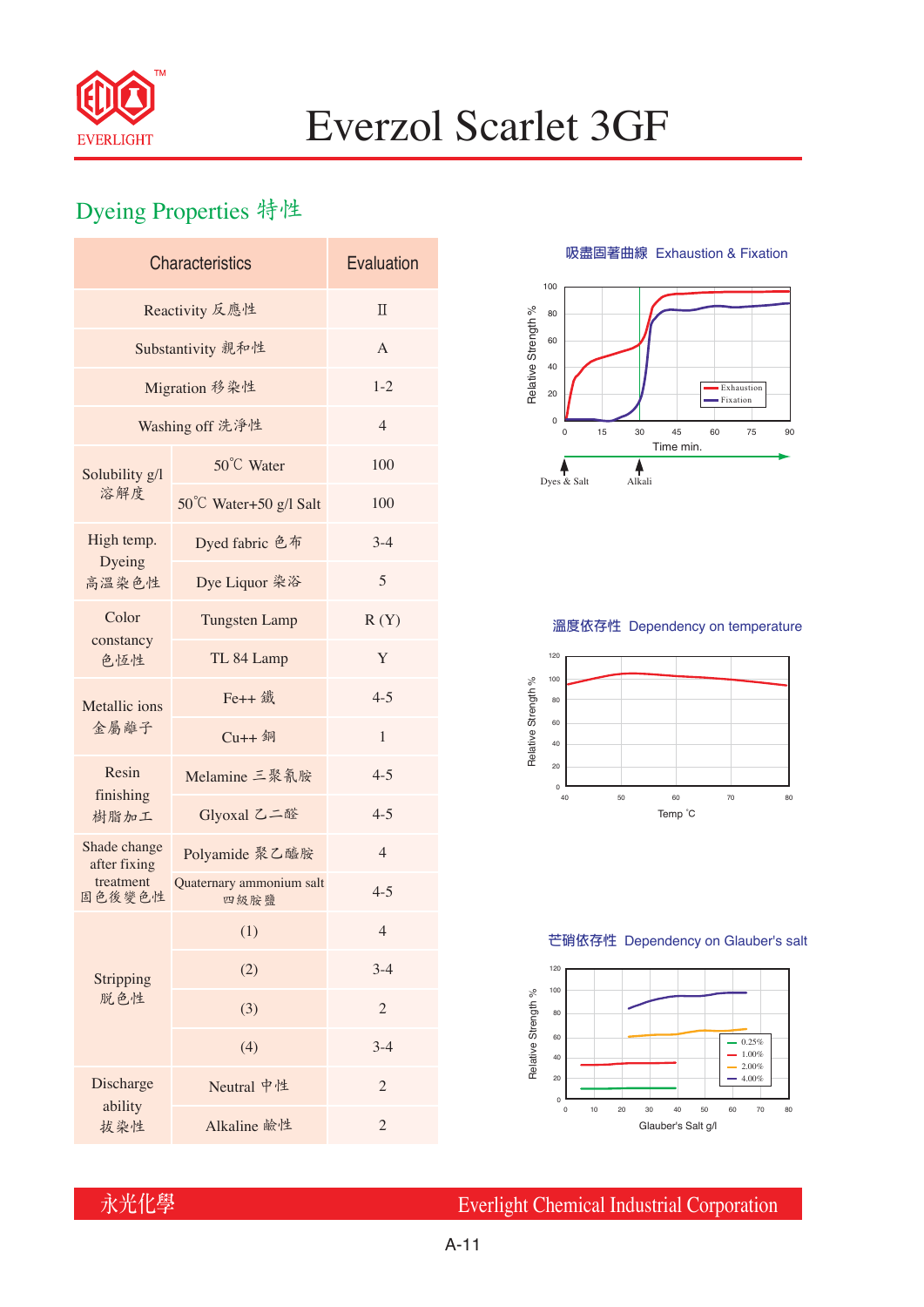# Everzol Scarlet 3GF

## Dyeing Properties 特性

| Characteristics | | Evaluation |
|---|---|---|
| Reactivity 反應性 | | II |
| Substantivity 親和性 | | A |
| Migration 移染性 | | 1-2 |
| Washing off 洗淨性 | | 4 |
| Solubility g/l 溶解度 | 50℃ Water | 100 |
| | 50℃ Water+50 g/l Salt | 100 |
| High temp. Dyeing 高溫染色性 | Dyed fabric 色布 | 3-4 |
| | Dye Liquor 染浴 | 5 |
| Color constancy 色恆性 | Tungsten Lamp | R (Y) |
| | TL 84 Lamp | Y |
| Metallic ions 金屬離子 | Fe++ 鐵 | 4-5 |
| | Cu++ 銅 | 1 |
| Resin finishing 樹脂加工 | Melamine 三聚氰胺 | 4-5 |
| | Glyoxal 乙二醛 | 4-5 |
| Shade change after fixing treatment 固色後變色性 | Polyamide 聚乙醯胺 | 4 |
| | Quaternary ammonium salt 四級胺鹽 | 4-5 |
| Stripping 脫色性 | (1) | 4 |
| | (2) | 3-4 |
| | (3) | 2 |
| | (4) | 3-4 |
| Discharge ability 拔染性 | Neutral 中性 | 2 |
| | Alkaline 鹼性 | 2 |

吸盡固著曲線 Exhaustion & Fixation

溫度依存性 Dependency on temperature

芒硝依存性 Dependency on Glauber's salt

永光化學 Everlight Chemical Industrial Corporation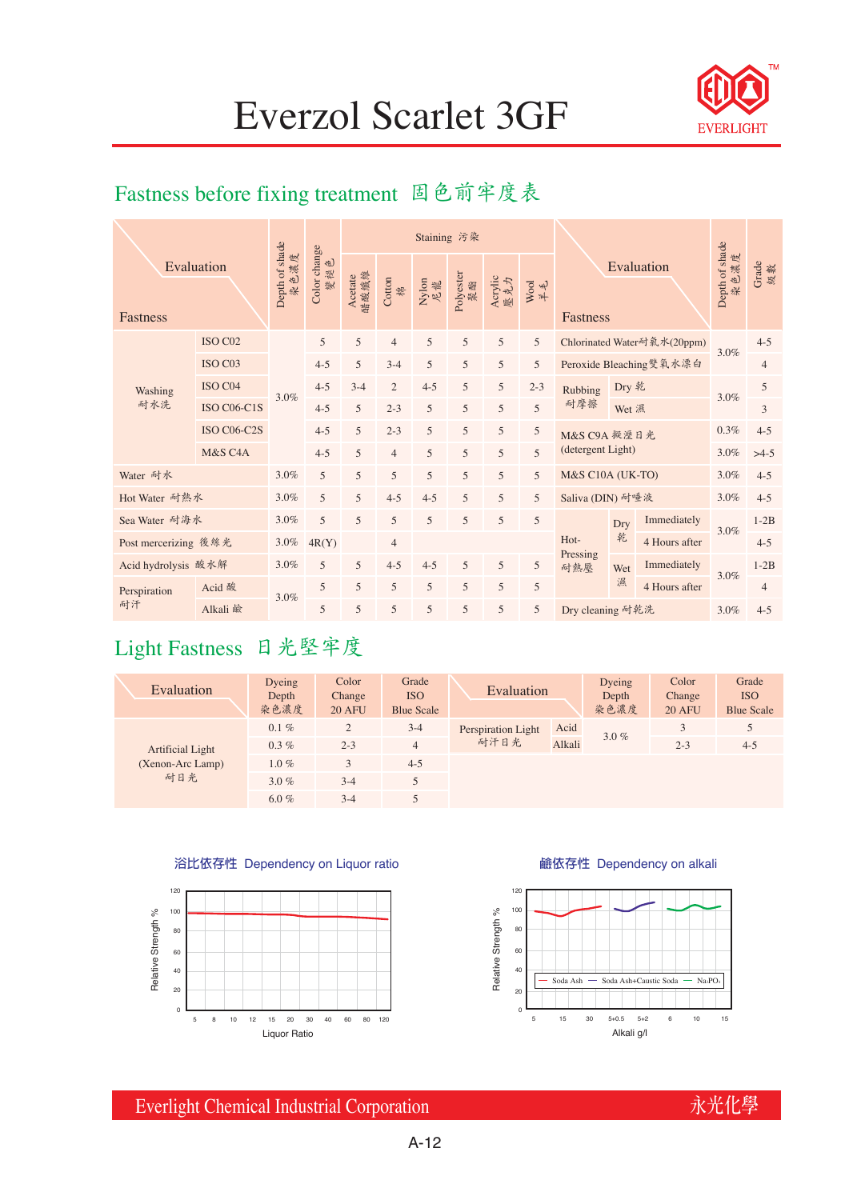# Everzol Scarlet 3GF

EVERLIGHT

## Fastness before fixing treatment 固色前牢度表

| Fastness / Evaluation | | Depth of shade 染色濃度 | Color change 變褪色 | Staining 污染 Acetate 醋酸纖維 | Cotton 棉 | Nylon 尼龍 | Polyester 聚酯 | Acrylic 壓克力 | Wool 羊毛 |
|---|---|---|---|---|---|---|---|---|---|
| Washing 耐水洗 | ISO C02 | 3.0% | 5 | 5 | 4 | 5 | 5 | 5 | 5 |
| | ISO C03 | | 4-5 | 5 | 3-4 | 5 | 5 | 5 | 5 |
| | ISO C04 | | 4-5 | 3-4 | 2 | 4-5 | 5 | 5 | 2-3 |
| | ISO C06-C1S | | 4-5 | 5 | 2-3 | 5 | 5 | 5 | 5 |
| | ISO C06-C2S | | 4-5 | 5 | 2-3 | 5 | 5 | 5 | 5 |
| | M&S C4A | | 4-5 | 5 | 4 | 5 | 5 | 5 | 5 |
| Water 耐水 | | 3.0% | 5 | 5 | 5 | 5 | 5 | 5 | 5 |
| Hot Water 耐熱水 | | 3.0% | 5 | 5 | 4-5 | 4-5 | 5 | 5 | 5 |
| Sea Water 耐海水 | | 3.0% | 5 | 5 | 5 | 5 | 5 | 5 | 5 |
| Post mercerizing 後絲光 | | 3.0% | 4R(Y) | | 4 | | | | |
| Acid hydrolysis 酸水解 | | 3.0% | 5 | 5 | 4-5 | 4-5 | 5 | 5 | 5 |
| Perspiration 耐汗 | Acid 酸 | 3.0% | 5 | 5 | 5 | 5 | 5 | 5 | 5 |
| | Alkali 鹼 | | 5 | 5 | 5 | 5 | 5 | 5 | 5 |

| Fastness / Evaluation | | | Depth of shade 染色濃度 | Grade 級數 |
|---|---|---|---|---|
| Chlorinated Water耐氯水(20ppm) | | | 3.0% | 4-5 |
| Peroxide Bleaching雙氧水漂白 | | | | 4 |
| Rubbing 耐摩擦 | Dry 乾 | | 3.0% | 5 |
| | Wet 濕 | | | 3 |
| M&S C9A 擬潑日光 (detergent Light) | | | 0.3% | 4-5 |
| | | | 3.0% | >4-5 |
| M&S C10A (UK-TO) | | | 3.0% | 4-5 |
| Saliva (DIN) 耐唾液 | | | 3.0% | 4-5 |
| Hot-Pressing 耐熱壓 | Dry 乾 | Immediately | 3.0% | 1-2B |
| | | 4 Hours after | | 4-5 |
| | Wet 濕 | Immediately | 3.0% | 1-2B |
| | | 4 Hours after | | 4 |
| Dry cleaning 耐乾洗 | | | 3.0% | 4-5 |

## Light Fastness 日光堅牢度

| Evaluation | Dyeing Depth 染色濃度 | Color Change 20 AFU | Grade ISO Blue Scale |
|---|---|---|---|
| Artificial Light (Xenon-Arc Lamp) 耐日光 | 0.1 % | 2 | 3-4 |
| | 0.3 % | 2-3 | 4 |
| | 1.0 % | 3 | 4-5 |
| | 3.0 % | 3-4 | 5 |
| | 6.0 % | 3-4 | 5 |

| Evaluation | | Dyeing Depth 染色濃度 | Color Change 20 AFU | Grade ISO Blue Scale |
|---|---|---|---|---|
| Perspiration Light 耐汗日光 | Acid | 3.0 % | 3 | 5 |
| | Alkali | | 2-3 | 4-5 |

浴比依存性 Dependency on Liquor ratio

Relative Strength %

120
100
80
60
40
20
0

5 8 10 12 15 20 30 40 60 80 120

Liquor Ratio

鹼依存性 Dependency on alkali

Relative Strength %

120
100
80
60
40
20
0

Soda Ash — Soda Ash+Caustic Soda — $Na_3PO_4$

5 15 30 5+0.5 5+2 6 10 15

Alkali g/l

Everlight Chemical Industrial Corporation 永光化學